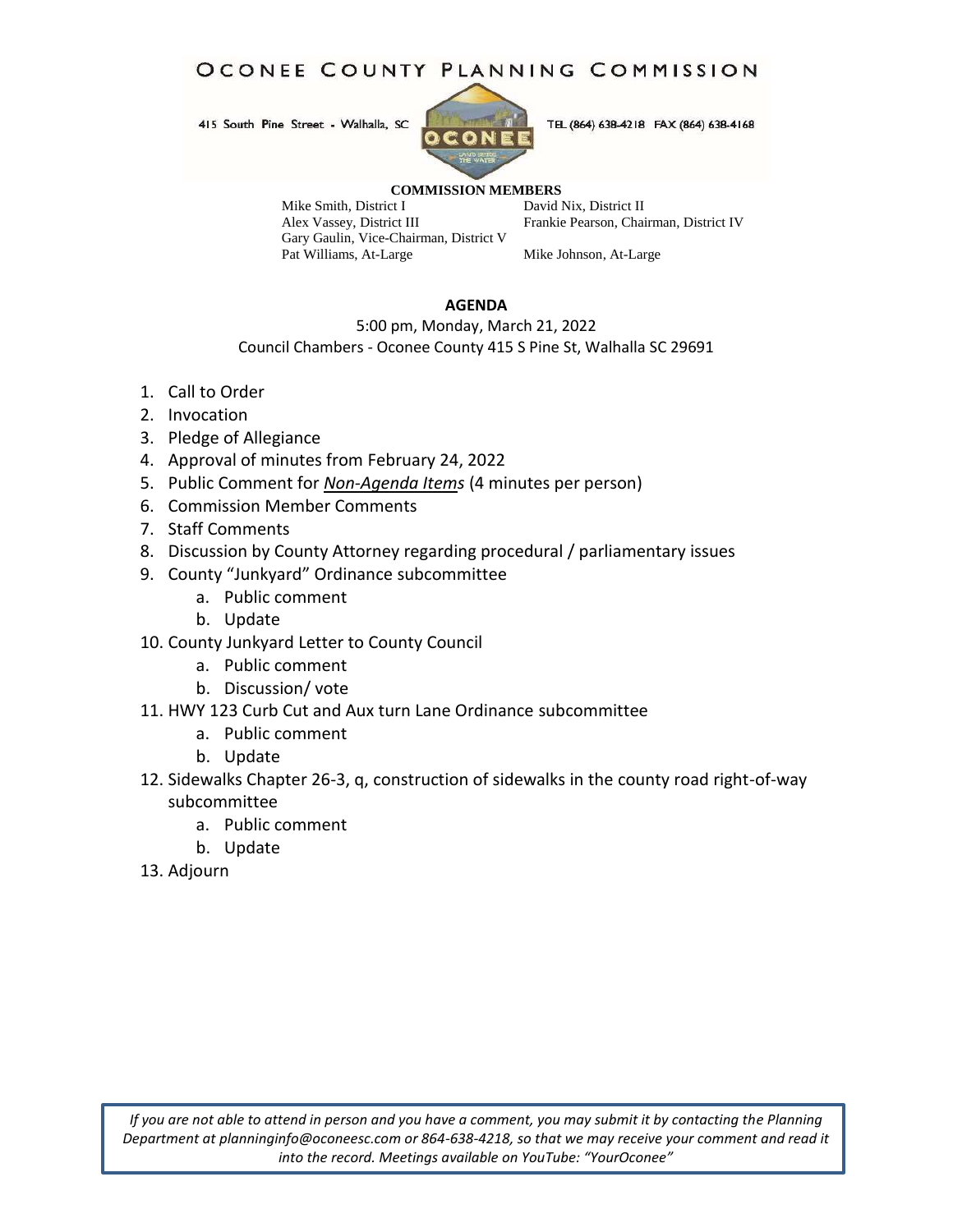# OCONEE COUNTY PLANNING COMMISSION

415 South Pine Street - Walhalla, SC TEL (864) 638-4218 FAX (864) 638-4168

**COMMISSION MEMBERS**

Mike Smith, District I
David Nix, District II
Alex Vassey, District III
Frankie Pearson, Chairman, District IV
Gary Gaulin, Vice-Chairman, District V
Pat Williams, At-Large
Mike Johnson, At-Large

**AGENDA**

5:00 pm, Monday, March 21, 2022
Council Chambers - Oconee County 415 S Pine St, Walhalla SC 29691

1. Call to Order
2. Invocation
3. Pledge of Allegiance
4. Approval of minutes from February 24, 2022
5. Public Comment for ***Non-Agenda Items*** (4 minutes per person)
6. Commission Member Comments
7. Staff Comments
8. Discussion by County Attorney regarding procedural / parliamentary issues
9. County "Junkyard" Ordinance subcommittee
   a. Public comment
   b. Update
10. County Junkyard Letter to County Council
    a. Public comment
    b. Discussion/ vote
11. HWY 123 Curb Cut and Aux turn Lane Ordinance subcommittee
    a. Public comment
    b. Update
12. Sidewalks Chapter 26-3, q, construction of sidewalks in the county road right-of-way subcommittee
    a. Public comment
    b. Update
13. Adjourn

*If you are not able to attend in person and you have a comment, you may submit it by contacting the Planning Department at planninginfo@oconeesc.com or 864-638-4218, so that we may receive your comment and read it into the record. Meetings available on YouTube: "YourOconee"*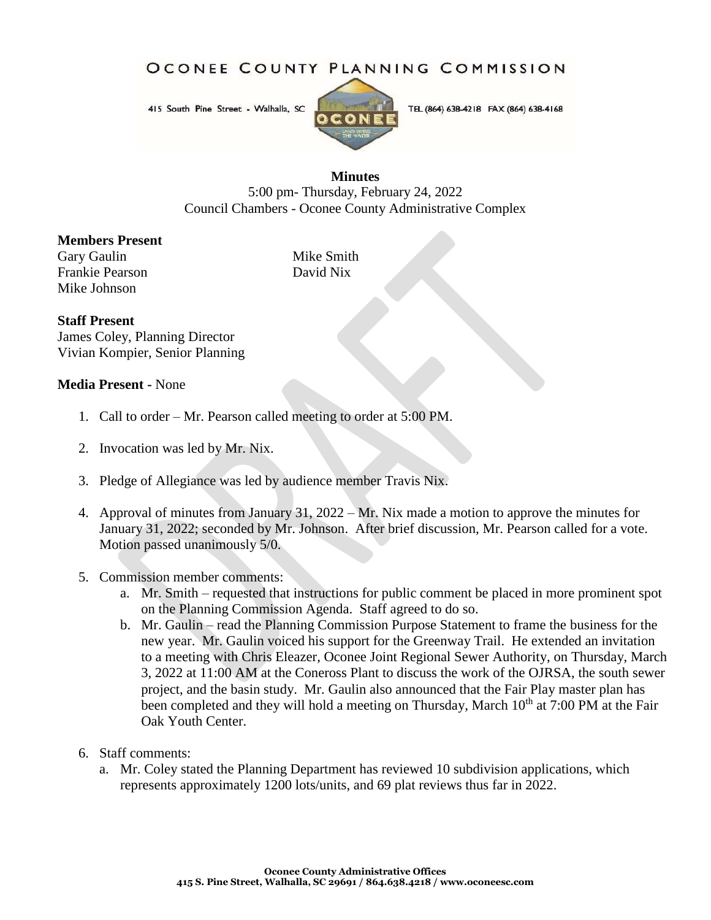# OCONEE COUNTY PLANNING COMMISSION

415 South Pine Street - Walhalla, SC

TEL (864) 638-4218 FAX (864) 638-4168

**Minutes**

5:00 pm- Thursday, February 24, 2022

Council Chambers - Oconee County Administrative Complex

**Members Present**

Gary Gaulin
Frankie Pearson
Mike Johnson
Mike Smith
David Nix

**Staff Present**

James Coley, Planning Director
Vivian Kompier, Senior Planning

**Media Present -** None

1. Call to order – Mr. Pearson called meeting to order at 5:00 PM.

2. Invocation was led by Mr. Nix.

3. Pledge of Allegiance was led by audience member Travis Nix.

4. Approval of minutes from January 31, 2022 – Mr. Nix made a motion to approve the minutes for January 31, 2022; seconded by Mr. Johnson. After brief discussion, Mr. Pearson called for a vote. Motion passed unanimously 5/0.

5. Commission member comments:
   a. Mr. Smith – requested that instructions for public comment be placed in more prominent spot on the Planning Commission Agenda. Staff agreed to do so.
   b. Mr. Gaulin – read the Planning Commission Purpose Statement to frame the business for the new year. Mr. Gaulin voiced his support for the Greenway Trail. He extended an invitation to a meeting with Chris Eleazer, Oconee Joint Regional Sewer Authority, on Thursday, March 3, 2022 at 11:00 AM at the Coneross Plant to discuss the work of the OJRSA, the south sewer project, and the basin study. Mr. Gaulin also announced that the Fair Play master plan has been completed and they will hold a meeting on Thursday, March 10th at 7:00 PM at the Fair Oak Youth Center.

6. Staff comments:
   a. Mr. Coley stated the Planning Department has reviewed 10 subdivision applications, which represents approximately 1200 lots/units, and 69 plat reviews thus far in 2022.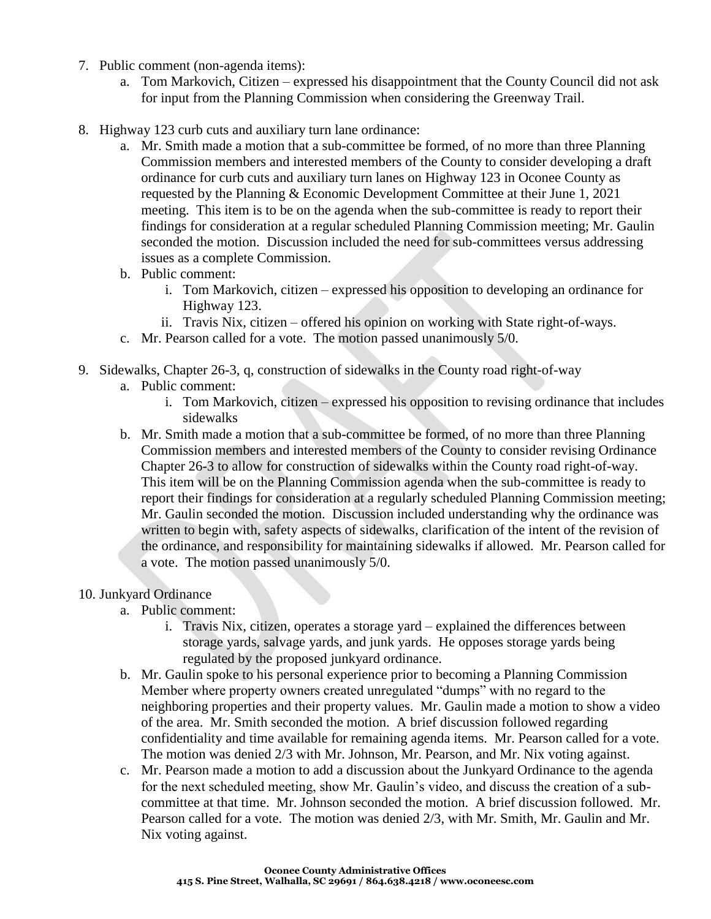7. Public comment (non-agenda items):
   a. Tom Markovich, Citizen – expressed his disappointment that the County Council did not ask for input from the Planning Commission when considering the Greenway Trail.

8. Highway 123 curb cuts and auxiliary turn lane ordinance:
   a. Mr. Smith made a motion that a sub-committee be formed, of no more than three Planning Commission members and interested members of the County to consider developing a draft ordinance for curb cuts and auxiliary turn lanes on Highway 123 in Oconee County as requested by the Planning & Economic Development Committee at their June 1, 2021 meeting. This item is to be on the agenda when the sub-committee is ready to report their findings for consideration at a regular scheduled Planning Commission meeting; Mr. Gaulin seconded the motion. Discussion included the need for sub-committees versus addressing issues as a complete Commission.
   b. Public comment:
      i. Tom Markovich, citizen – expressed his opposition to developing an ordinance for Highway 123.
      ii. Travis Nix, citizen – offered his opinion on working with State right-of-ways.
   c. Mr. Pearson called for a vote. The motion passed unanimously 5/0.

9. Sidewalks, Chapter 26-3, q, construction of sidewalks in the County road right-of-way
   a. Public comment:
      i. Tom Markovich, citizen – expressed his opposition to revising ordinance that includes sidewalks
   b. Mr. Smith made a motion that a sub-committee be formed, of no more than three Planning Commission members and interested members of the County to consider revising Ordinance Chapter 26-3 to allow for construction of sidewalks within the County road right-of-way. This item will be on the Planning Commission agenda when the sub-committee is ready to report their findings for consideration at a regularly scheduled Planning Commission meeting; Mr. Gaulin seconded the motion. Discussion included understanding why the ordinance was written to begin with, safety aspects of sidewalks, clarification of the intent of the revision of the ordinance, and responsibility for maintaining sidewalks if allowed. Mr. Pearson called for a vote. The motion passed unanimously 5/0.

10. Junkyard Ordinance
   a. Public comment:
      i. Travis Nix, citizen, operates a storage yard – explained the differences between storage yards, salvage yards, and junk yards. He opposes storage yards being regulated by the proposed junkyard ordinance.
   b. Mr. Gaulin spoke to his personal experience prior to becoming a Planning Commission Member where property owners created unregulated "dumps" with no regard to the neighboring properties and their property values. Mr. Gaulin made a motion to show a video of the area. Mr. Smith seconded the motion. A brief discussion followed regarding confidentiality and time available for remaining agenda items. Mr. Pearson called for a vote. The motion was denied 2/3 with Mr. Johnson, Mr. Pearson, and Mr. Nix voting against.
   c. Mr. Pearson made a motion to add a discussion about the Junkyard Ordinance to the agenda for the next scheduled meeting, show Mr. Gaulin's video, and discuss the creation of a sub-committee at that time. Mr. Johnson seconded the motion. A brief discussion followed. Mr. Pearson called for a vote. The motion was denied 2/3, with Mr. Smith, Mr. Gaulin and Mr. Nix voting against.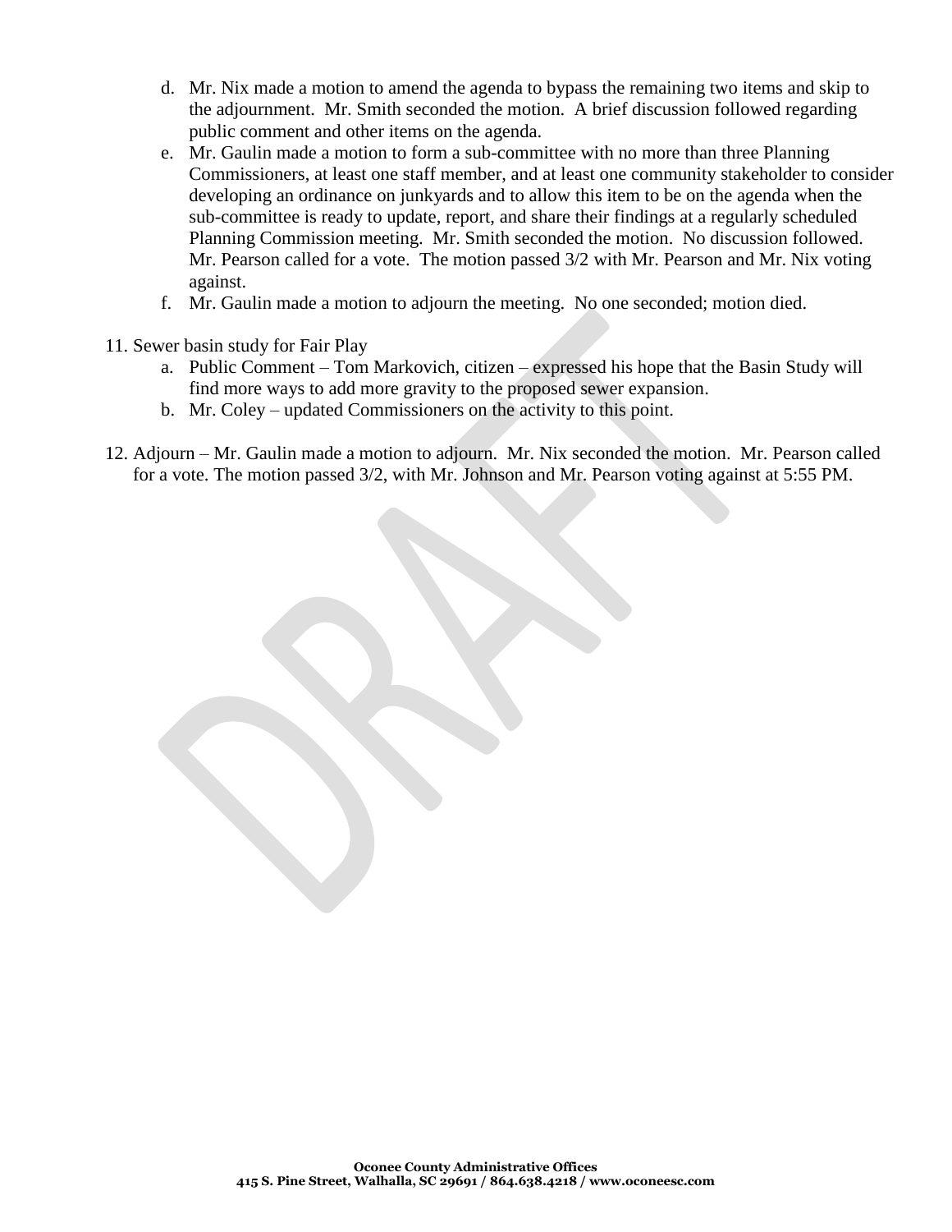d. Mr. Nix made a motion to amend the agenda to bypass the remaining two items and skip to the adjournment. Mr. Smith seconded the motion. A brief discussion followed regarding public comment and other items on the agenda.

e. Mr. Gaulin made a motion to form a sub-committee with no more than three Planning Commissioners, at least one staff member, and at least one community stakeholder to consider developing an ordinance on junkyards and to allow this item to be on the agenda when the sub-committee is ready to update, report, and share their findings at a regularly scheduled Planning Commission meeting. Mr. Smith seconded the motion. No discussion followed. Mr. Pearson called for a vote. The motion passed 3/2 with Mr. Pearson and Mr. Nix voting against.

f. Mr. Gaulin made a motion to adjourn the meeting. No one seconded; motion died.

11. Sewer basin study for Fair Play
    a. Public Comment – Tom Markovich, citizen – expressed his hope that the Basin Study will find more ways to add more gravity to the proposed sewer expansion.
    b. Mr. Coley – updated Commissioners on the activity to this point.

12. Adjourn – Mr. Gaulin made a motion to adjourn. Mr. Nix seconded the motion. Mr. Pearson called for a vote. The motion passed 3/2, with Mr. Johnson and Mr. Pearson voting against at 5:55 PM.

**Oconee County Administrative Offices**
**415 S. Pine Street, Walhalla, SC 29691 / 864.638.4218 / www.oconeesc.com**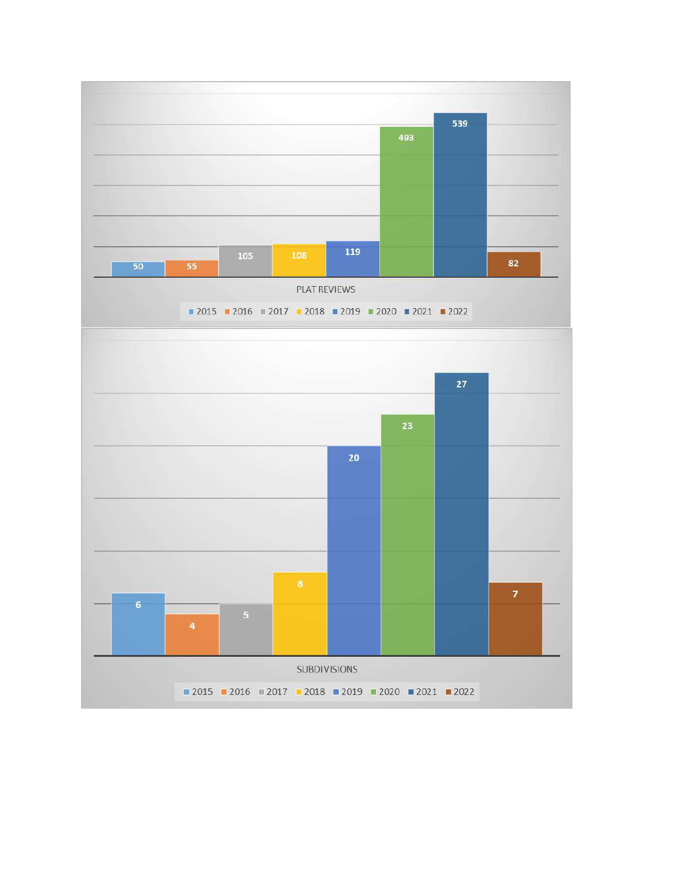50
55
105
108
119
493
539
82

PLAT REVIEWS

2015 2016 2017 2018 2019 2020 2021 2022

6
4
5
8
20
23
27
7

SUBDIVISIONS

2015 2016 2017 2018 2019 2020 2021 2022